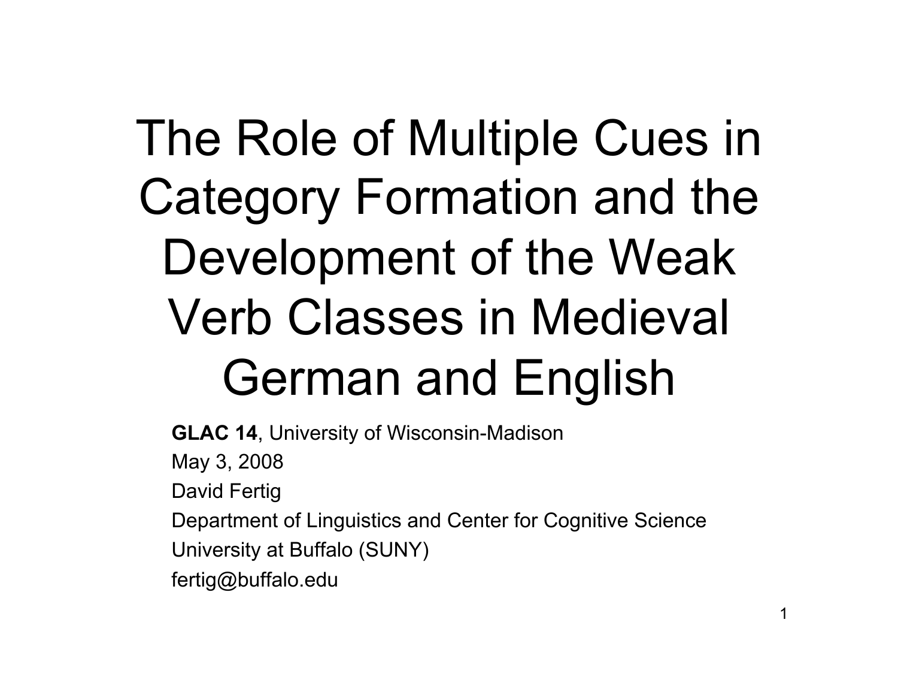# The Role of Multiple Cues in Category Formation and the Development of the Weak Verb Classes in Medieval German and English

**GLAC 14**, University of Wisconsin-Madison

May 3, 2008

David Fertig

Department of Linguistics and Center for Cognitive Science

University at Buffalo (SUNY)

fertig@buffalo.edu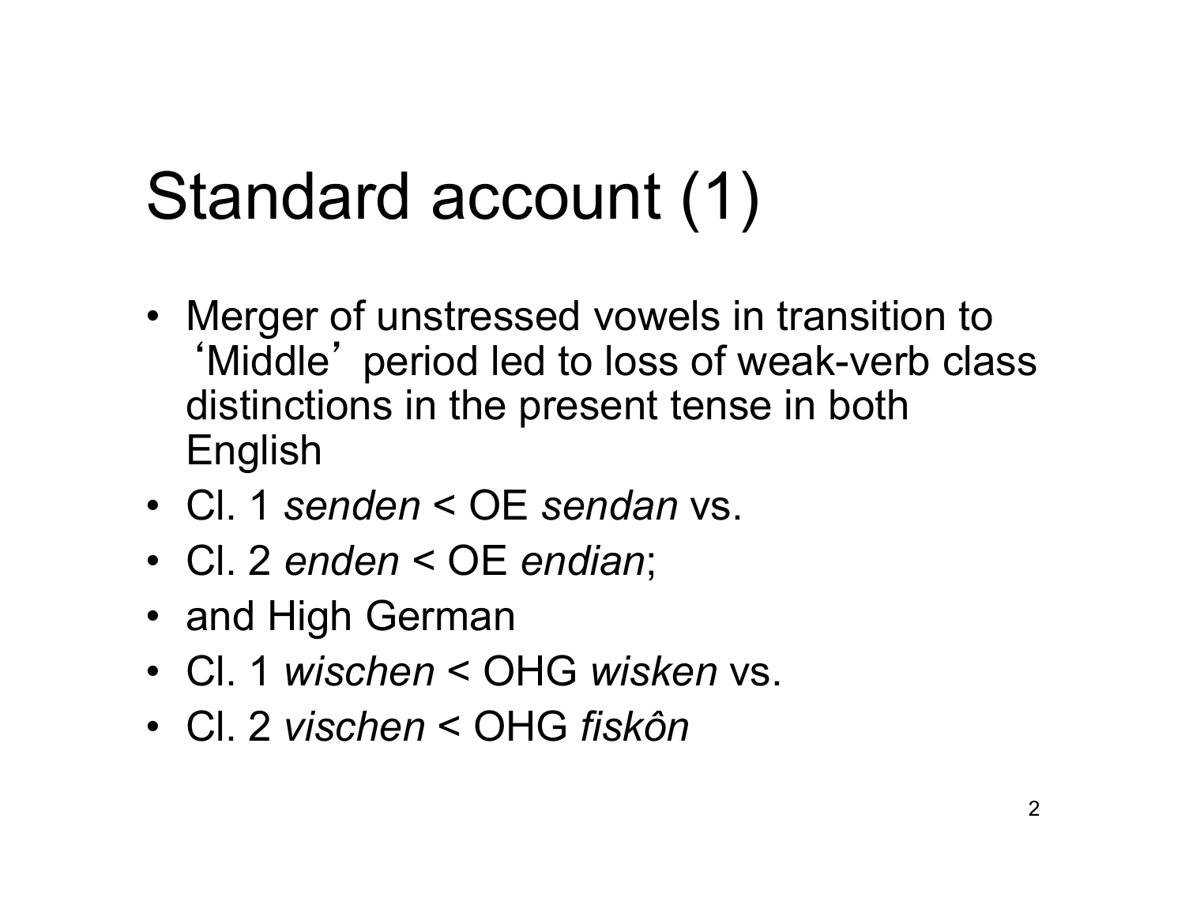# Standard account (1)

- Merger of unstressed vowels in transition to 'Middle' period led to loss of weak-verb class distinctions in the present tense in both English
- Cl. 1 *senden* < OE *sendan* vs.
- Cl. 2 *enden* < OE *endian*;
- and High German
- Cl. 1 *wischen* < OHG *wisken* vs.
- Cl. 2 *vischen* < OHG *fiskôn*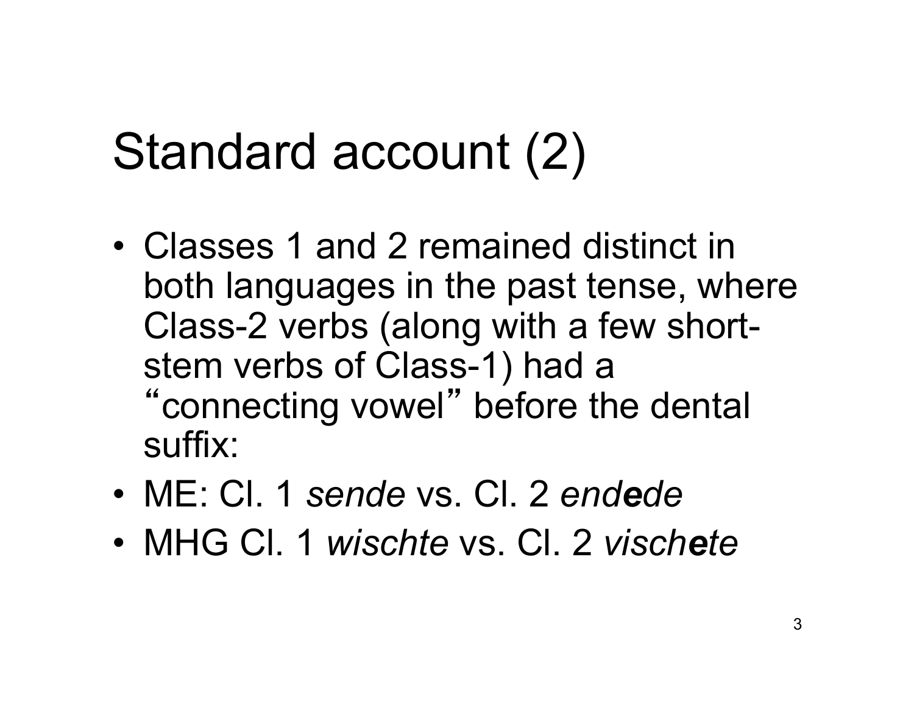# Standard account (2)

- Classes 1 and 2 remained distinct in both languages in the past tense, where Class-2 verbs (along with a few short-stem verbs of Class-1) had a "connecting vowel" before the dental suffix:
- ME: Cl. 1 *sende* vs. Cl. 2 *end**e**de*
- MHG Cl. 1 *wischte* vs. Cl. 2 *visch**e**te*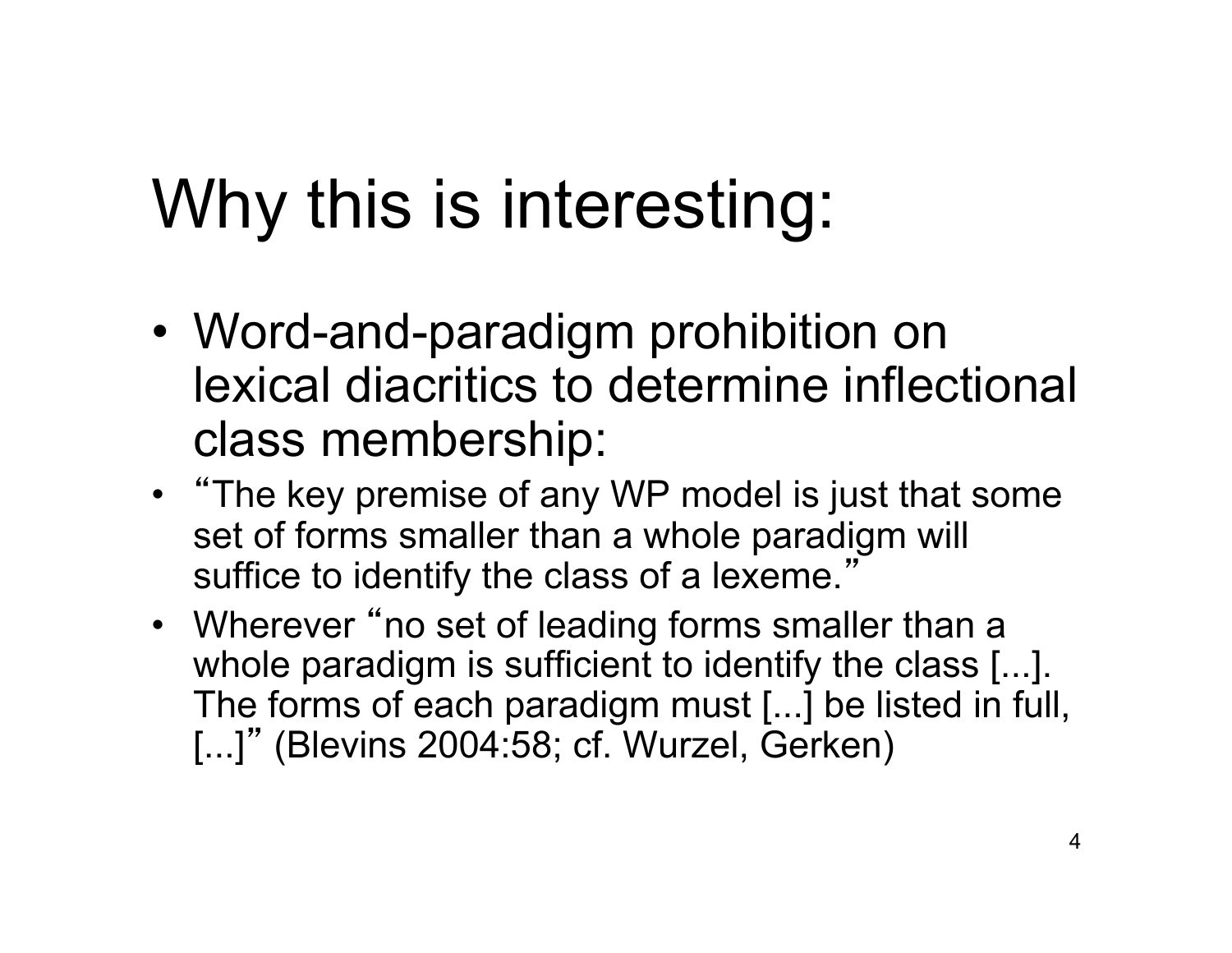# Why this is interesting:

- Word-and-paradigm prohibition on lexical diacritics to determine inflectional class membership:
- "The key premise of any WP model is just that some set of forms smaller than a whole paradigm will suffice to identify the class of a lexeme."
- Wherever "no set of leading forms smaller than a whole paradigm is sufficient to identify the class [...]. The forms of each paradigm must [...] be listed in full, [...]" (Blevins 2004:58; cf. Wurzel, Gerken)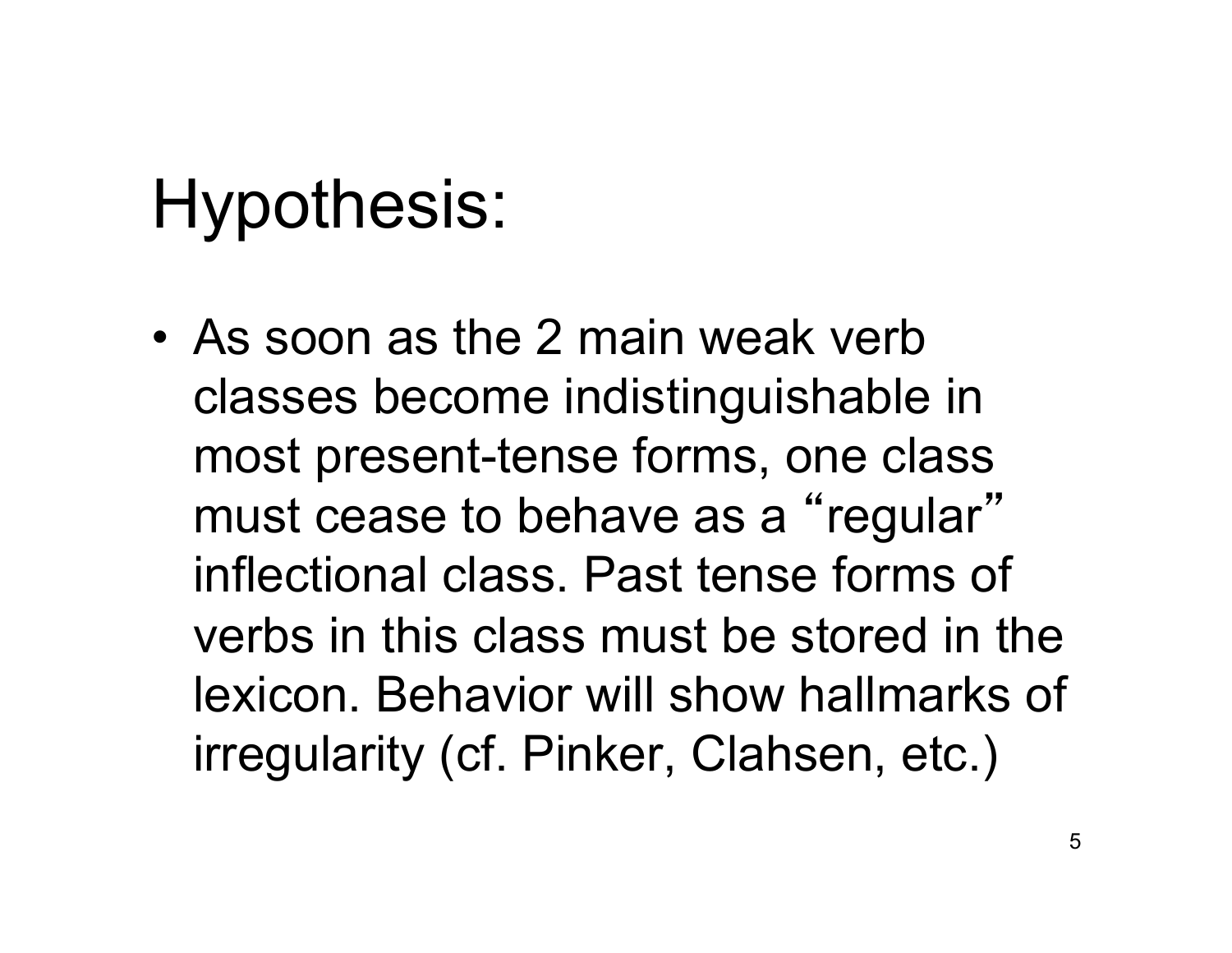# Hypothesis:

- As soon as the 2 main weak verb classes become indistinguishable in most present-tense forms, one class must cease to behave as a “regular” inflectional class. Past tense forms of verbs in this class must be stored in the lexicon. Behavior will show hallmarks of irregularity (cf. Pinker, Clahsen, etc.)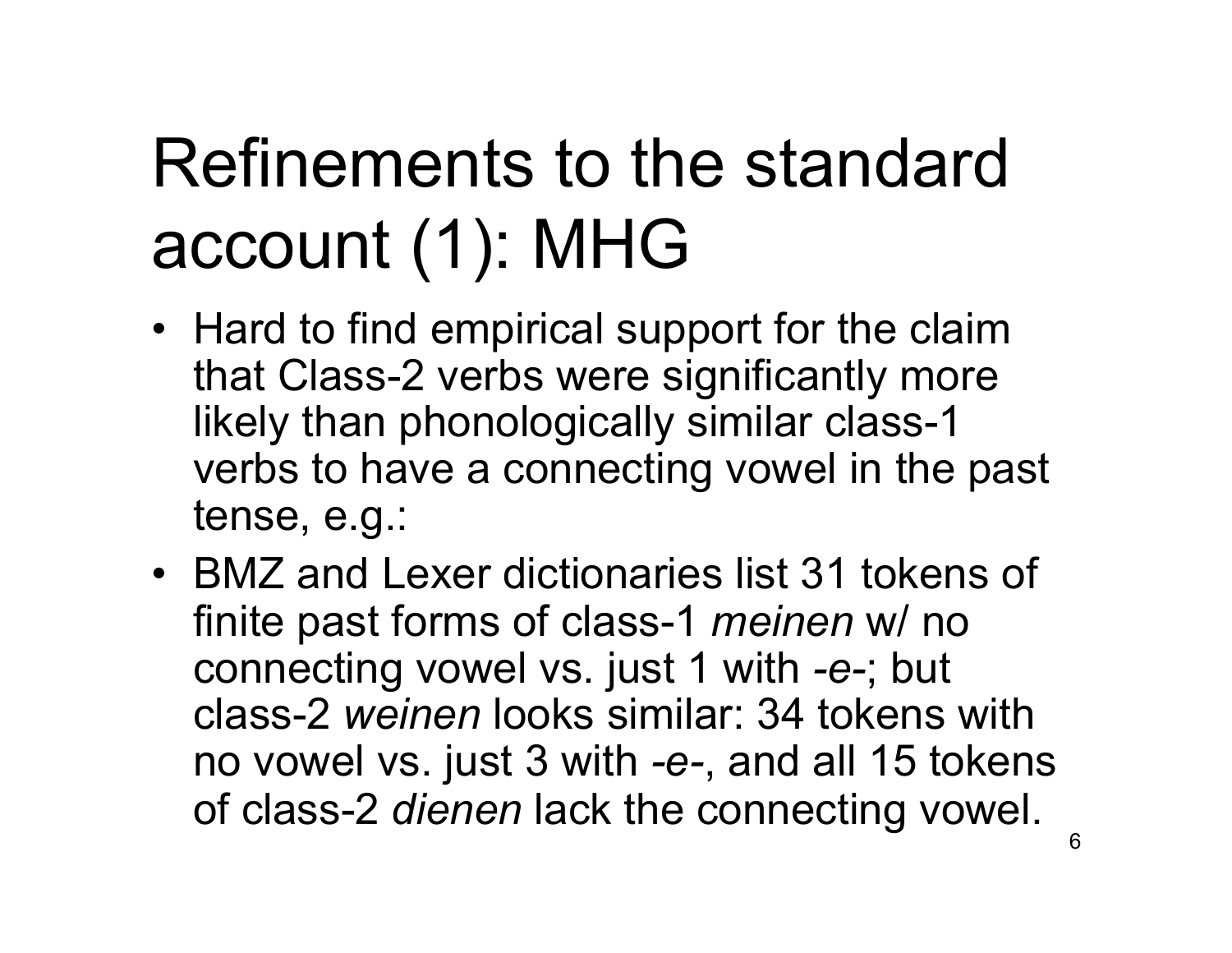# Refinements to the standard account (1): MHG

- Hard to find empirical support for the claim that Class-2 verbs were significantly more likely than phonologically similar class-1 verbs to have a connecting vowel in the past tense, e.g.:
- BMZ and Lexer dictionaries list 31 tokens of finite past forms of class-1 *meinen* w/ no connecting vowel vs. just 1 with *-e-*; but class-2 *weinen* looks similar: 34 tokens with no vowel vs. just 3 with *-e-*, and all 15 tokens of class-2 *dienen* lack the connecting vowel.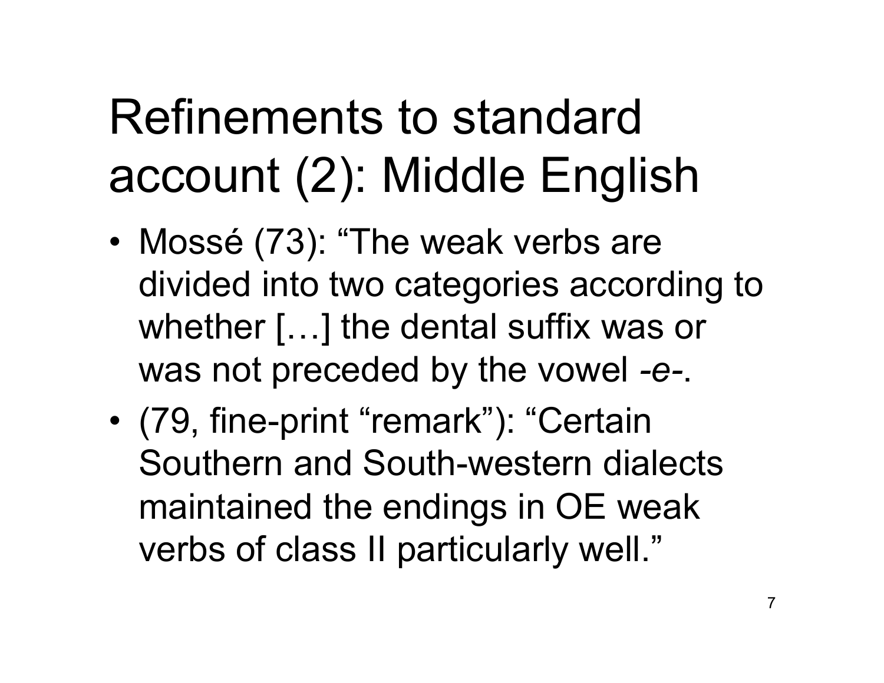# Refinements to standard account (2): Middle English

- Mossé (73): "The weak verbs are divided into two categories according to whether […] the dental suffix was or was not preceded by the vowel *-e-*.
- (79, fine-print "remark"): "Certain Southern and South-western dialects maintained the endings in OE weak verbs of class II particularly well."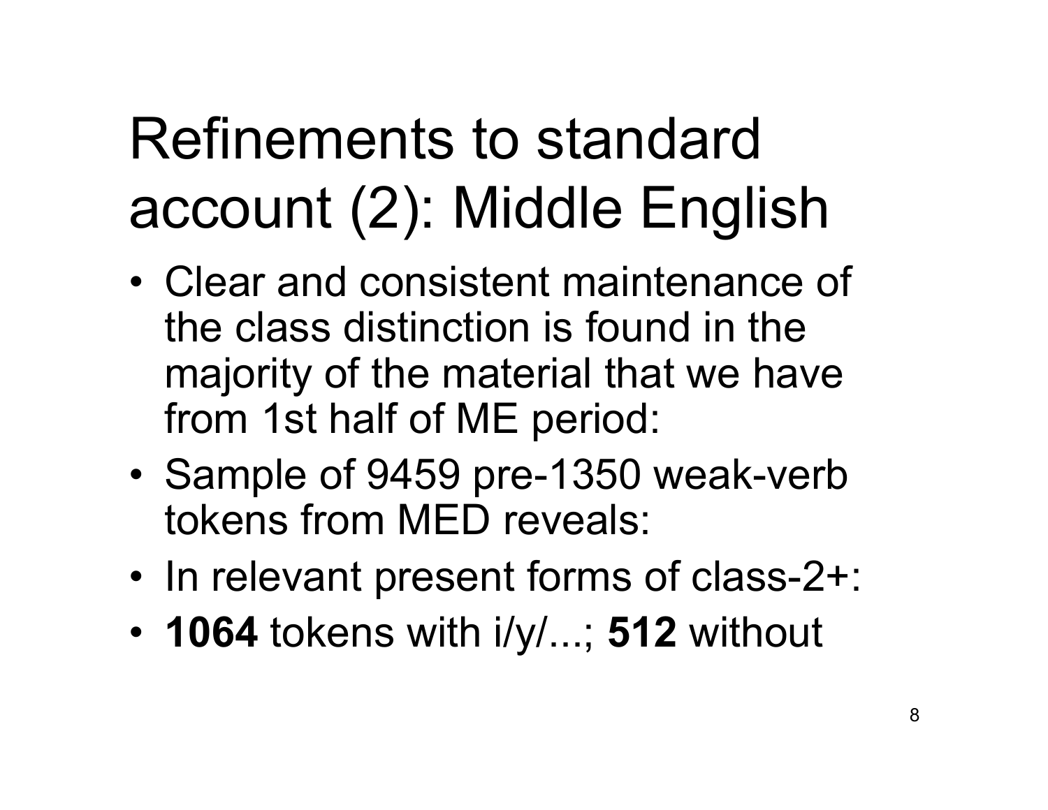# Refinements to standard account (2): Middle English

- Clear and consistent maintenance of the class distinction is found in the majority of the material that we have from 1st half of ME period:
- Sample of 9459 pre-1350 weak-verb tokens from MED reveals:
- In relevant present forms of class-2+:
- **1064** tokens with i/y/...; **512** without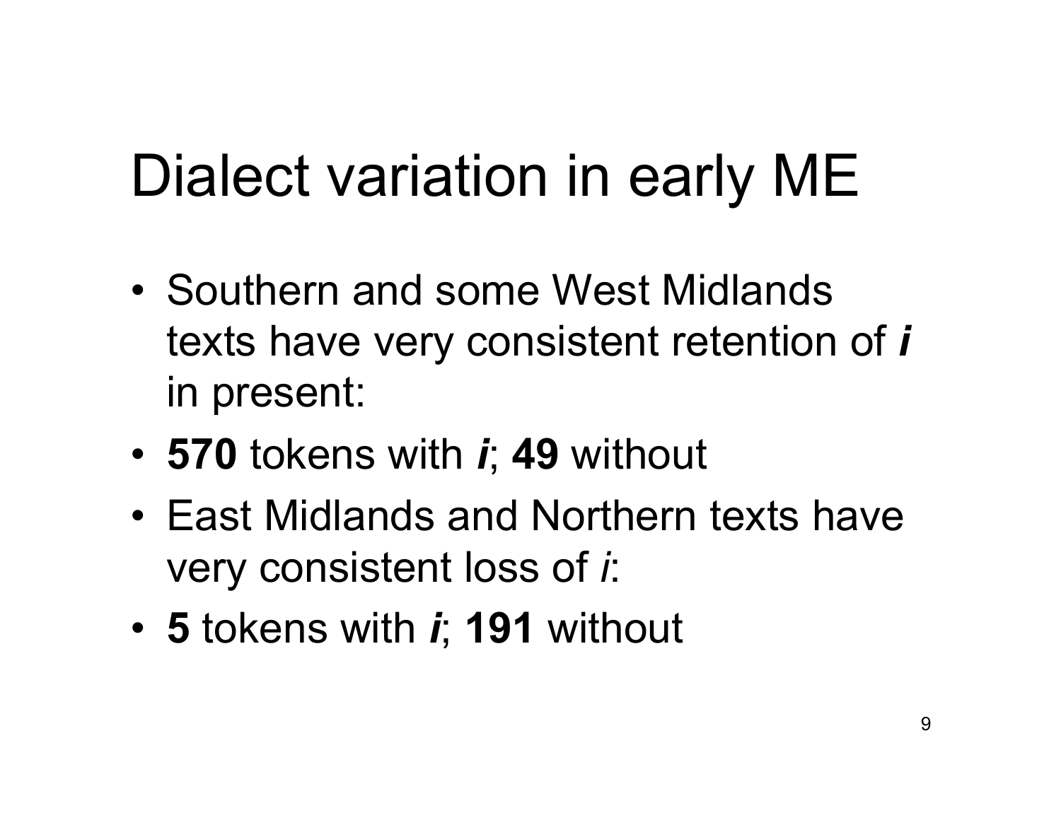# Dialect variation in early ME

- Southern and some West Midlands texts have very consistent retention of ***i*** in present:
- **570** tokens with ***i***; **49** without
- East Midlands and Northern texts have very consistent loss of *i*:
- **5** tokens with ***i***; **191** without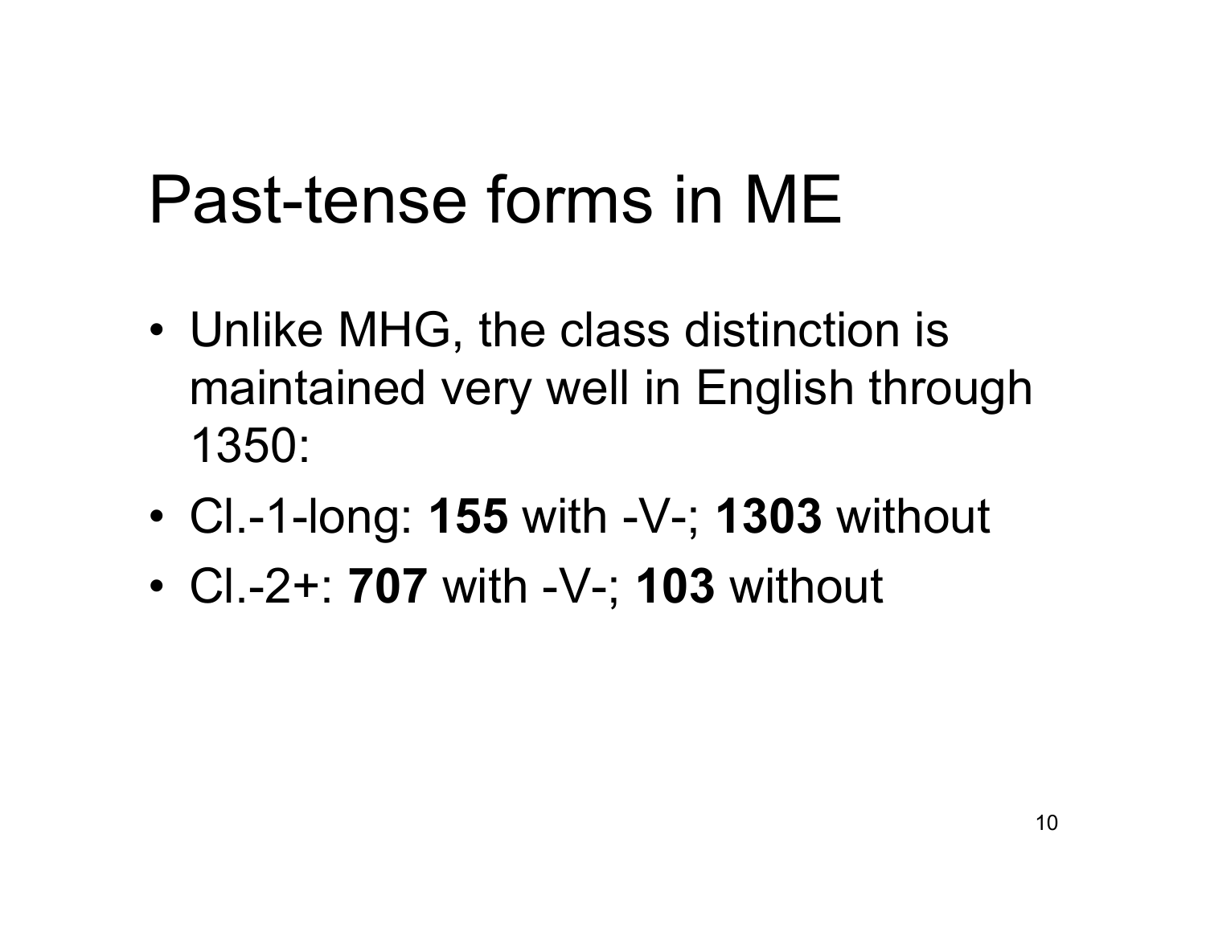# Past-tense forms in ME

- Unlike MHG, the class distinction is maintained very well in English through 1350:
- Cl.-1-long: **155** with -V-; **1303** without
- Cl.-2+: **707** with -V-; **103** without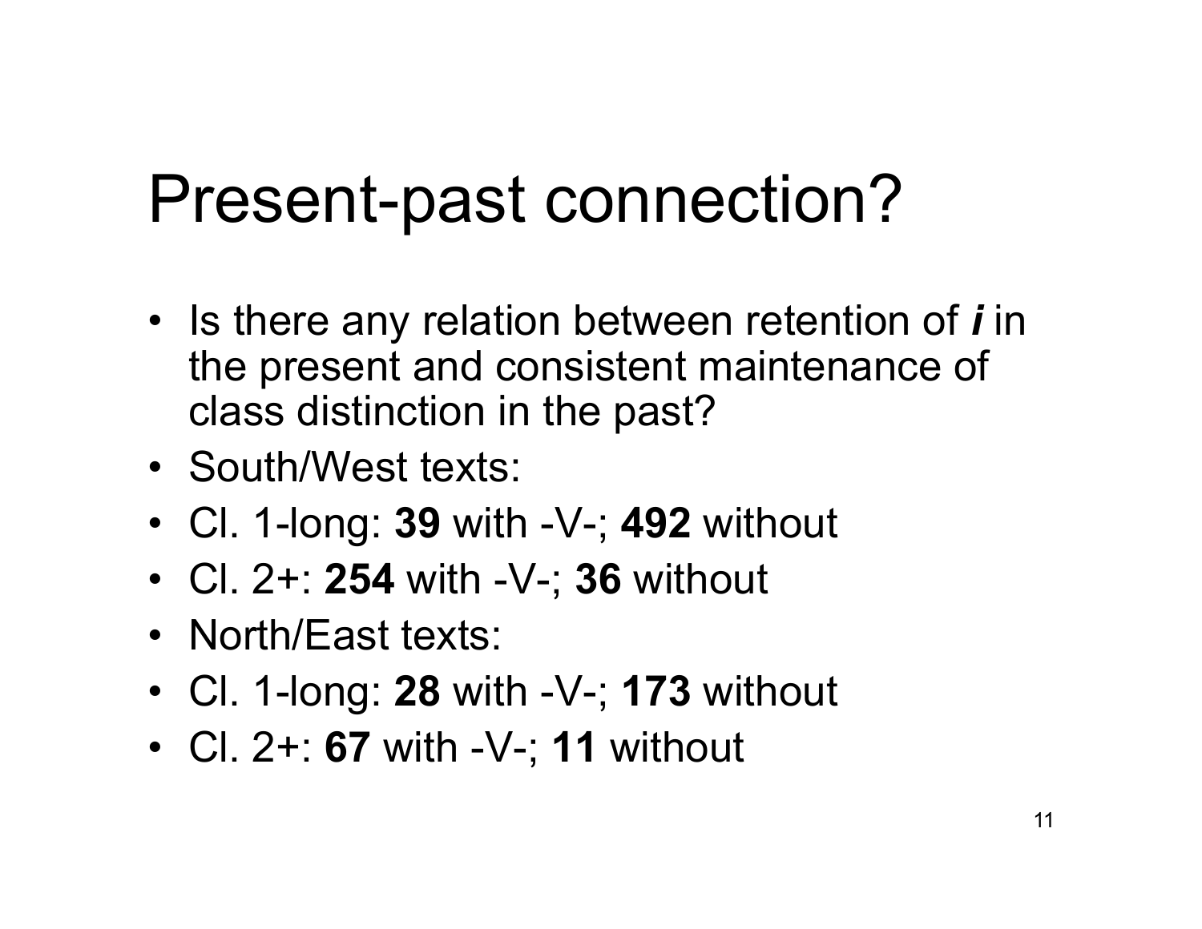# Present-past connection?

- Is there any relation between retention of ***i*** in the present and consistent maintenance of class distinction in the past?
- South/West texts:
- Cl. 1-long: **39** with -V-; **492** without
- Cl. 2+: **254** with -V-; **36** without
- North/East texts:
- Cl. 1-long: **28** with -V-; **173** without
- Cl. 2+: **67** with -V-; **11** without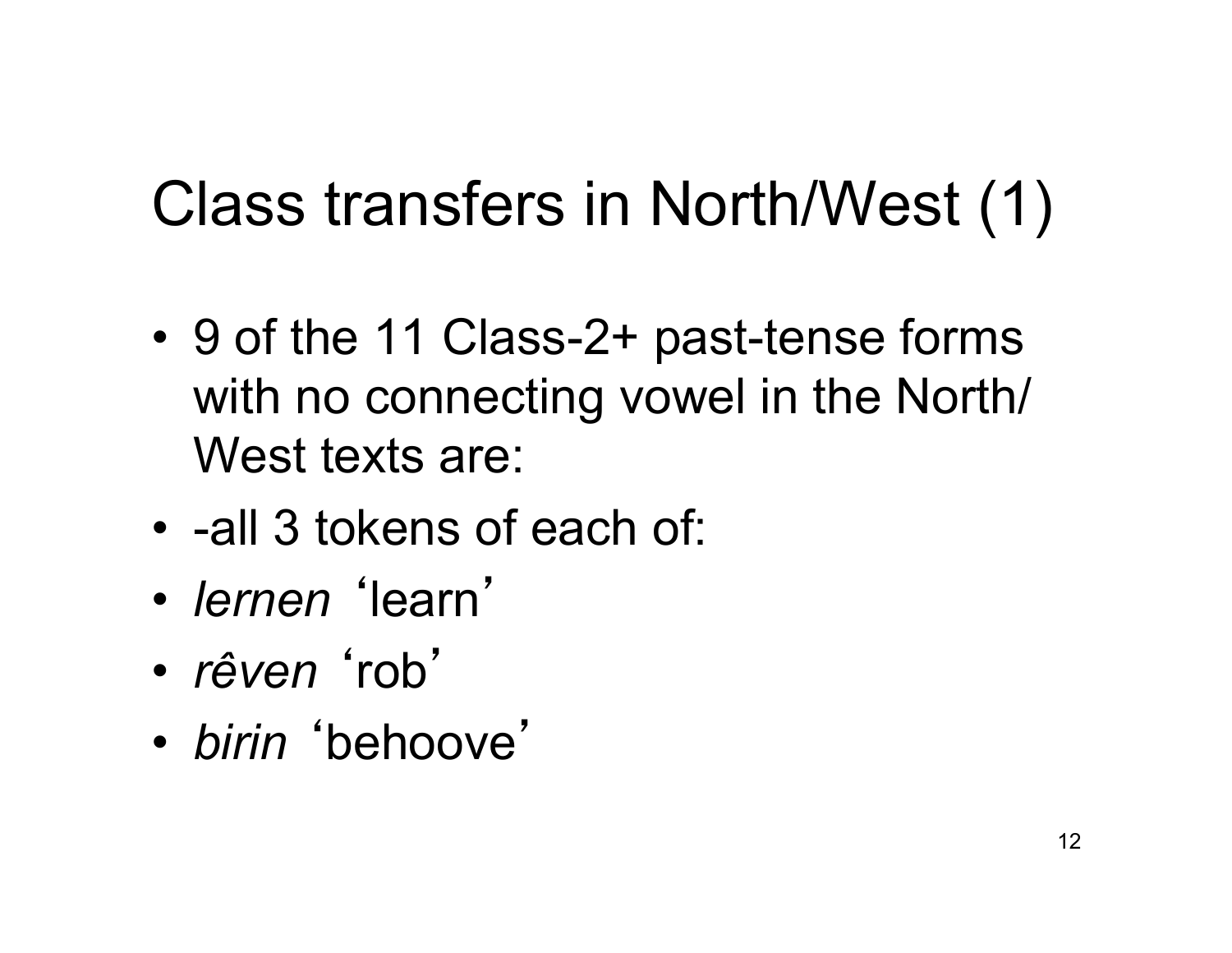# Class transfers in North/West (1)

- 9 of the 11 Class-2+ past-tense forms with no connecting vowel in the North/ West texts are:
- -all 3 tokens of each of:
- *lernen* ‘learn’
- *rêven* ‘rob’
- *birin* ‘behoove’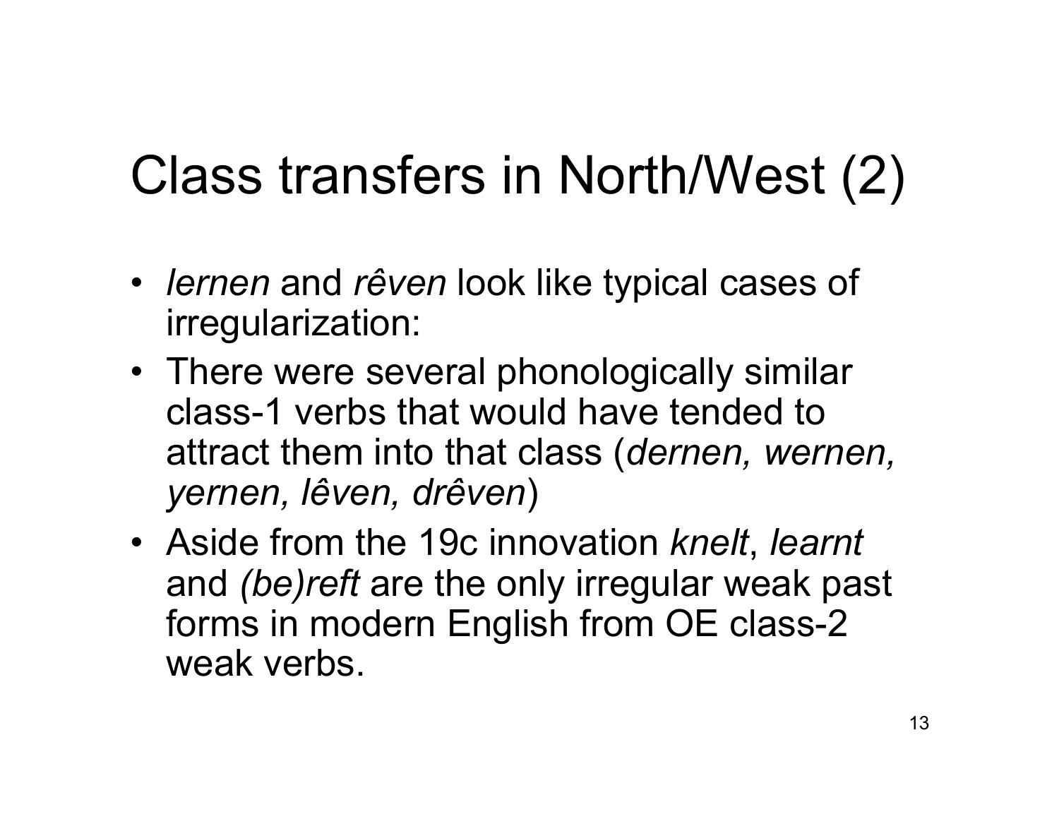# Class transfers in North/West (2)

- *lernen* and *rêven* look like typical cases of irregularization:
- There were several phonologically similar class-1 verbs that would have tended to attract them into that class (*dernen, wernen, yernen, lêven, drêven*)
- Aside from the 19c innovation *knelt*, *learnt* and *(be)reft* are the only irregular weak past forms in modern English from OE class-2 weak verbs.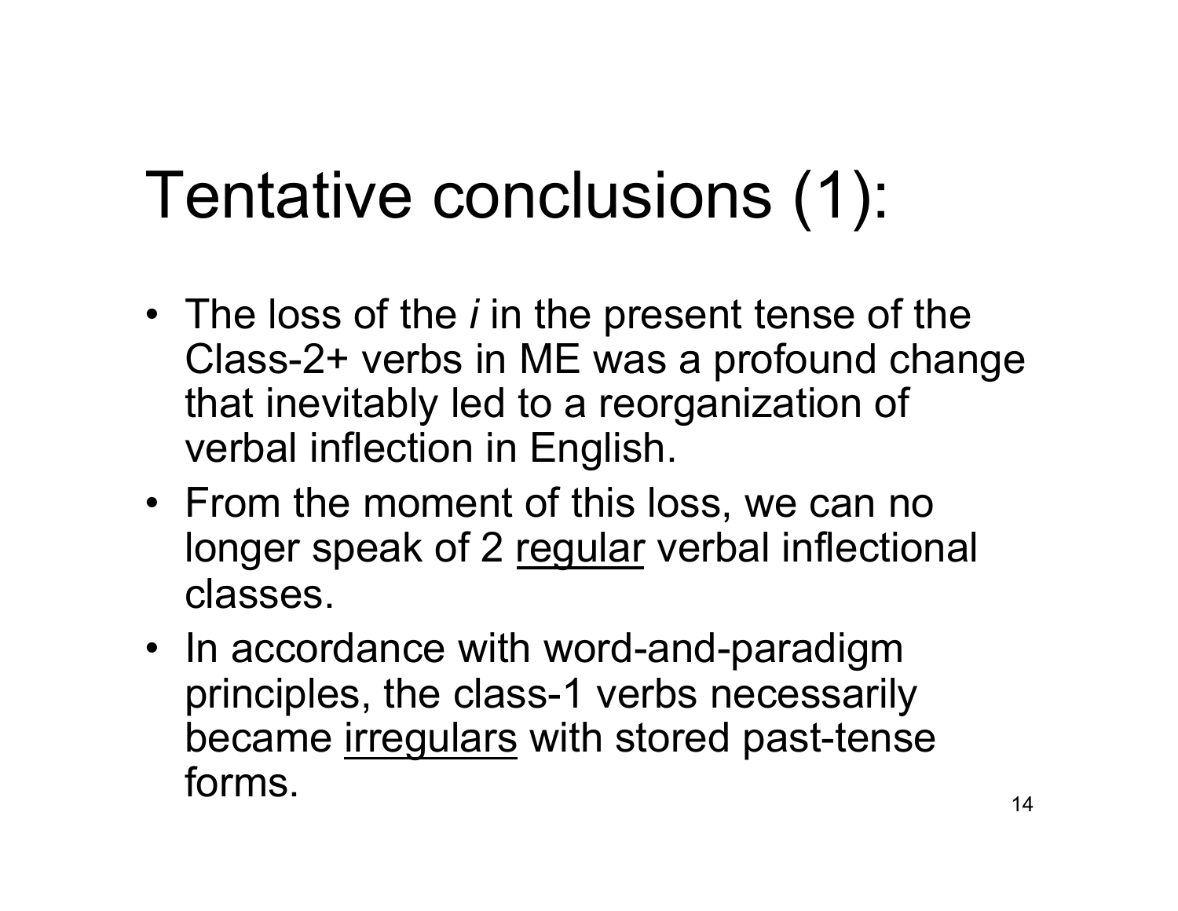# Tentative conclusions (1):

- The loss of the *i* in the present tense of the Class-2+ verbs in ME was a profound change that inevitably led to a reorganization of verbal inflection in English.
- From the moment of this loss, we can no longer speak of 2 <u>regular</u> verbal inflectional classes.
- In accordance with word-and-paradigm principles, the class-1 verbs necessarily became <u>irregulars</u> with stored past-tense forms.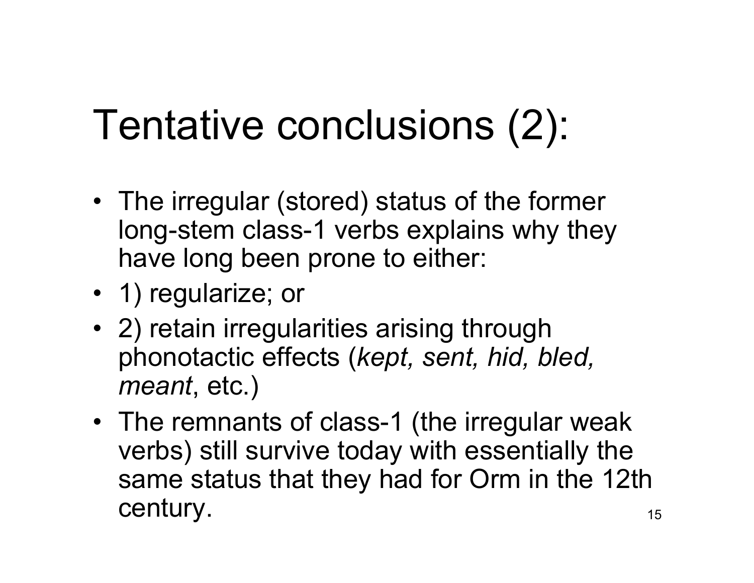# Tentative conclusions (2):

- The irregular (stored) status of the former long-stem class-1 verbs explains why they have long been prone to either:
- 1) regularize; or
- 2) retain irregularities arising through phonotactic effects (*kept, sent, hid, bled, meant*, etc.)
- The remnants of class-1 (the irregular weak verbs) still survive today with essentially the same status that they had for Orm in the 12th century.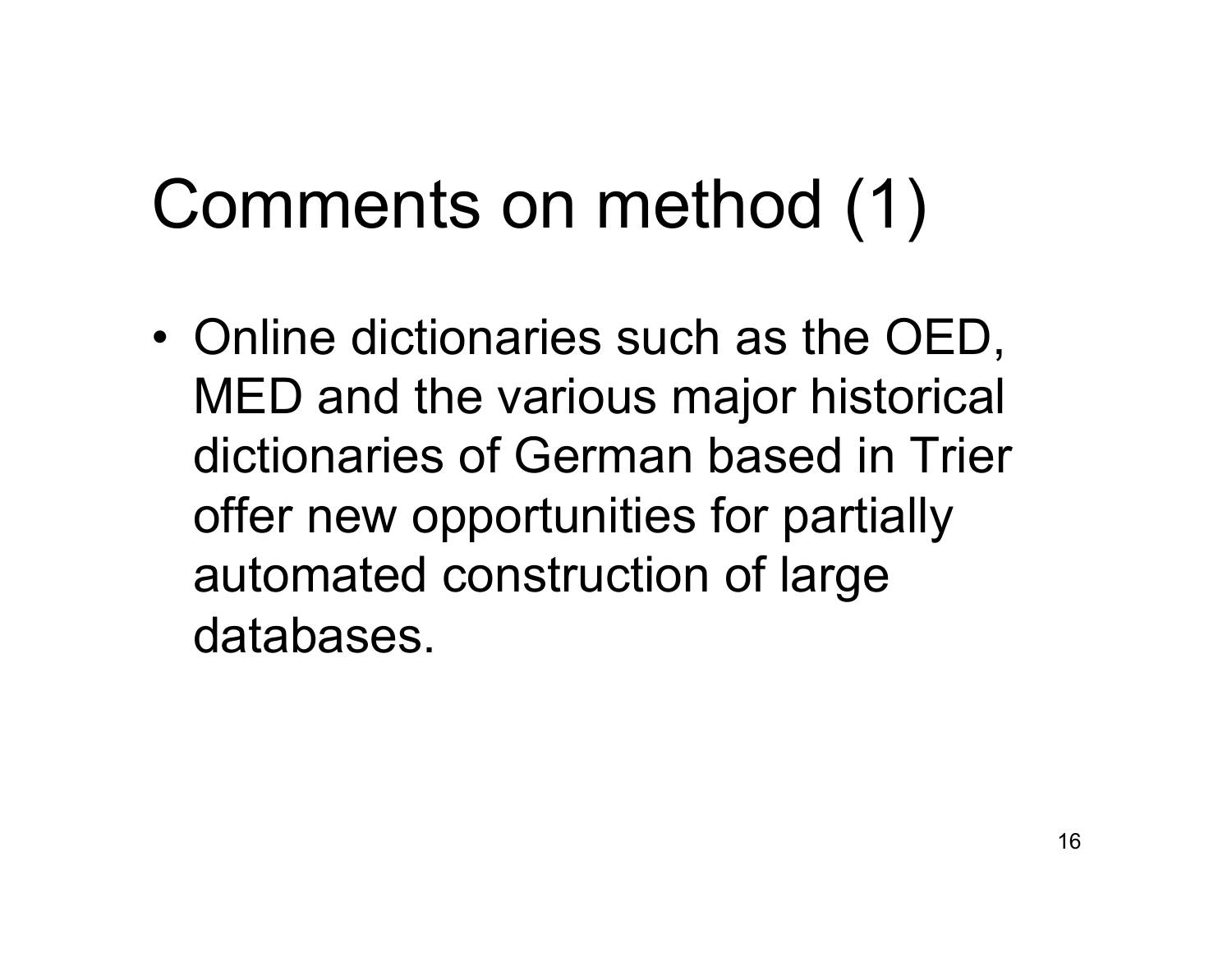# Comments on method (1)

- Online dictionaries such as the OED, MED and the various major historical dictionaries of German based in Trier offer new opportunities for partially automated construction of large databases.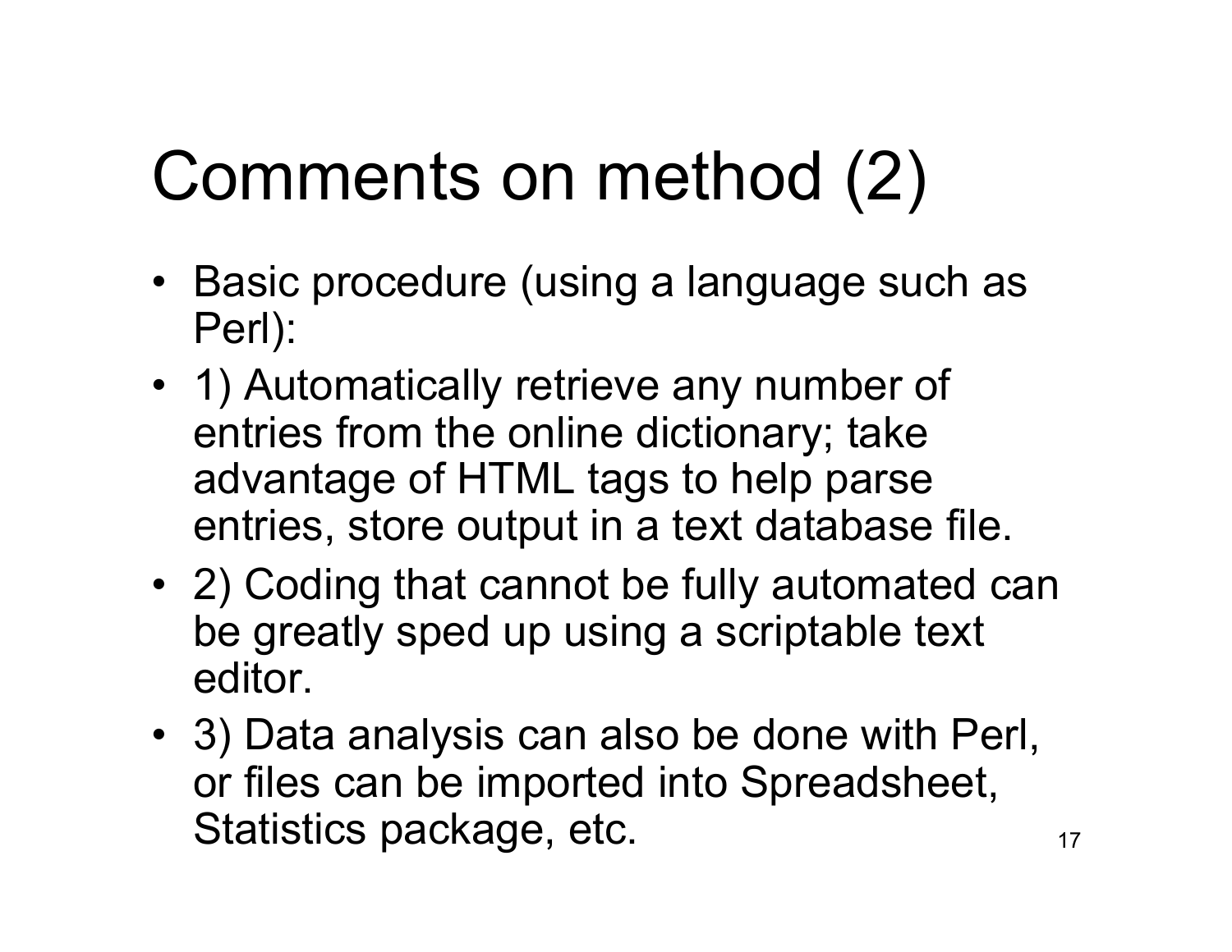# Comments on method (2)

- Basic procedure (using a language such as Perl):
- 1) Automatically retrieve any number of entries from the online dictionary; take advantage of HTML tags to help parse entries, store output in a text database file.
- 2) Coding that cannot be fully automated can be greatly sped up using a scriptable text editor.
- 3) Data analysis can also be done with Perl, or files can be imported into Spreadsheet, Statistics package, etc.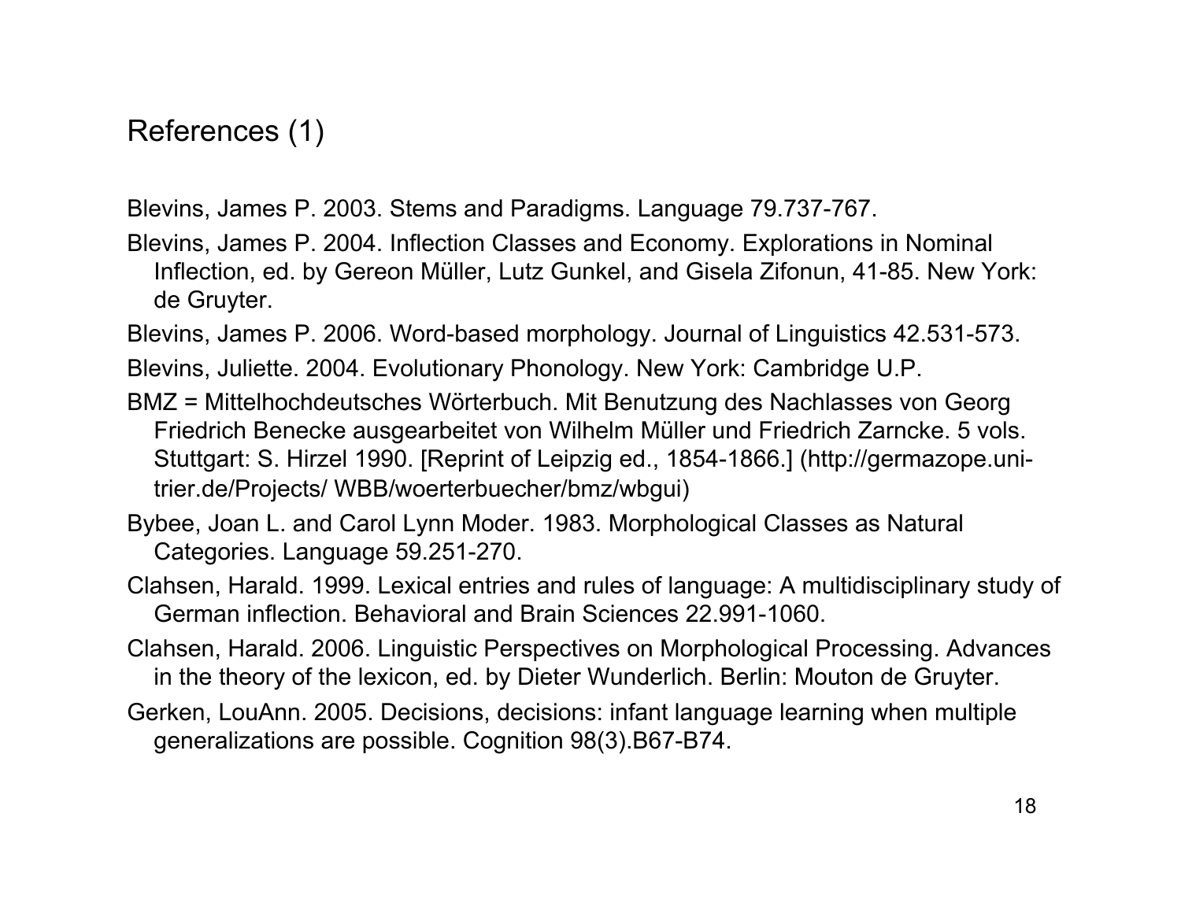## References (1)

Blevins, James P. 2003. Stems and Paradigms. Language 79.737-767.

Blevins, James P. 2004. Inflection Classes and Economy. Explorations in Nominal Inflection, ed. by Gereon Müller, Lutz Gunkel, and Gisela Zifonun, 41-85. New York: de Gruyter.

Blevins, James P. 2006. Word-based morphology. Journal of Linguistics 42.531-573.

Blevins, Juliette. 2004. Evolutionary Phonology. New York: Cambridge U.P.

BMZ = Mittelhochdeutsches Wörterbuch. Mit Benutzung des Nachlasses von Georg Friedrich Benecke ausgearbeitet von Wilhelm Müller und Friedrich Zarncke. 5 vols. Stuttgart: S. Hirzel 1990. [Reprint of Leipzig ed., 1854-1866.] (http://germazope.uni-trier.de/Projects/ WBB/woerterbuecher/bmz/wbgui)

Bybee, Joan L. and Carol Lynn Moder. 1983. Morphological Classes as Natural Categories. Language 59.251-270.

Clahsen, Harald. 1999. Lexical entries and rules of language: A multidisciplinary study of German inflection. Behavioral and Brain Sciences 22.991-1060.

Clahsen, Harald. 2006. Linguistic Perspectives on Morphological Processing. Advances in the theory of the lexicon, ed. by Dieter Wunderlich. Berlin: Mouton de Gruyter.

Gerken, LouAnn. 2005. Decisions, decisions: infant language learning when multiple generalizations are possible. Cognition 98(3).B67-B74.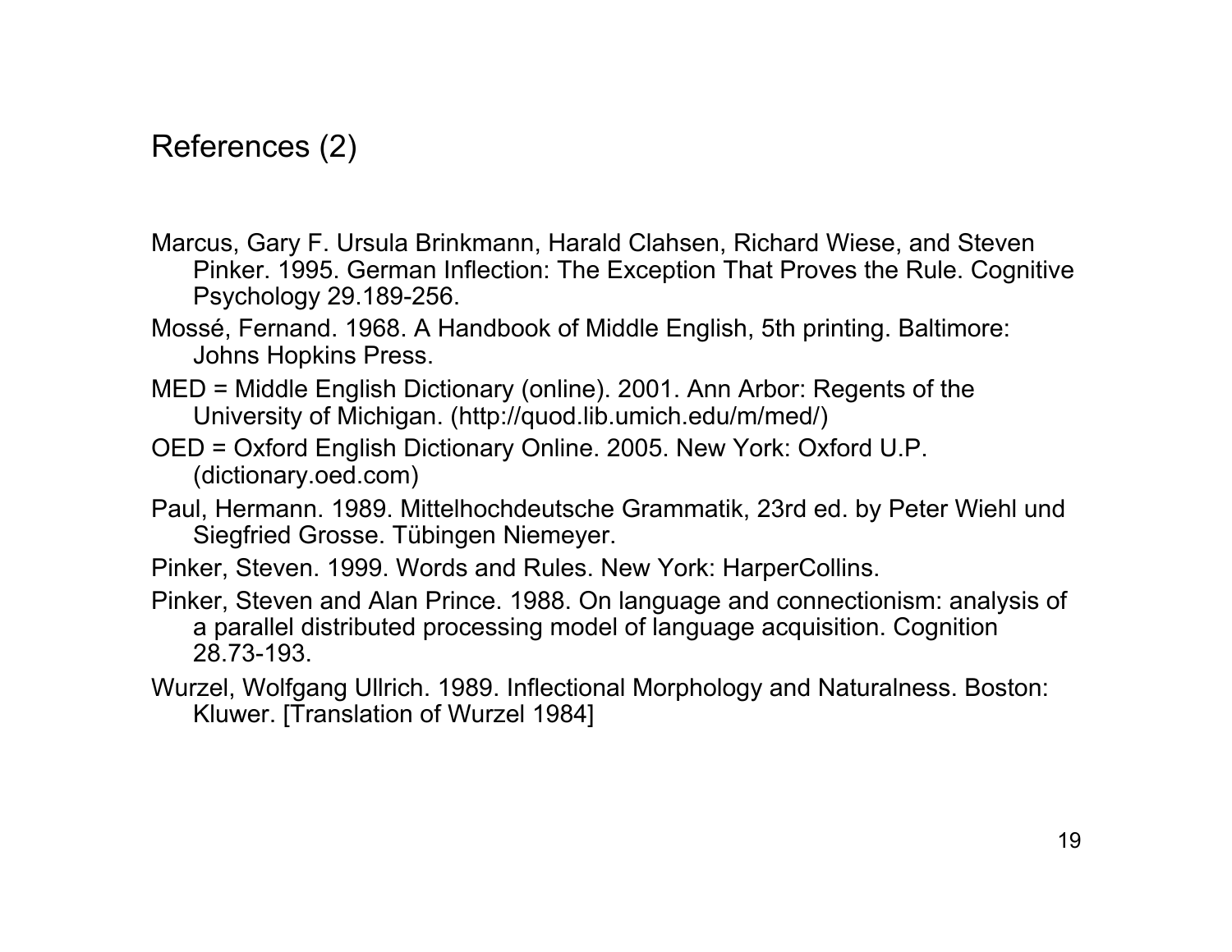## References (2)

Marcus, Gary F. Ursula Brinkmann, Harald Clahsen, Richard Wiese, and Steven Pinker. 1995. German Inflection: The Exception That Proves the Rule. Cognitive Psychology 29.189-256.

Mossé, Fernand. 1968. A Handbook of Middle English, 5th printing. Baltimore: Johns Hopkins Press.

MED = Middle English Dictionary (online). 2001. Ann Arbor: Regents of the University of Michigan. (http://quod.lib.umich.edu/m/med/)

OED = Oxford English Dictionary Online. 2005. New York: Oxford U.P. (dictionary.oed.com)

Paul, Hermann. 1989. Mittelhochdeutsche Grammatik, 23rd ed. by Peter Wiehl und Siegfried Grosse. Tübingen Niemeyer.

Pinker, Steven. 1999. Words and Rules. New York: HarperCollins.

Pinker, Steven and Alan Prince. 1988. On language and connectionism: analysis of a parallel distributed processing model of language acquisition. Cognition 28.73-193.

Wurzel, Wolfgang Ullrich. 1989. Inflectional Morphology and Naturalness. Boston: Kluwer. [Translation of Wurzel 1984]